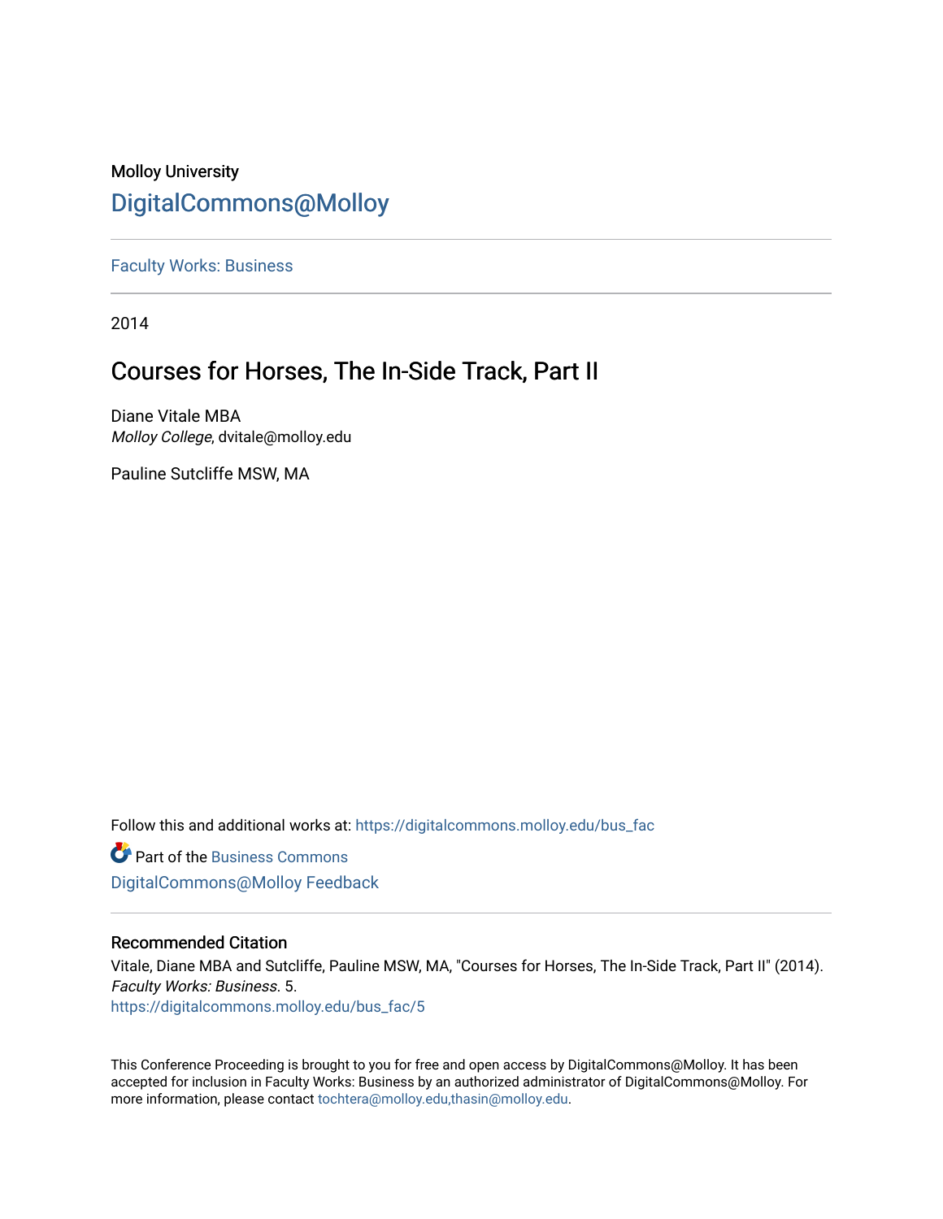Molloy University

# DigitalCommons@Molloy

Faculty Works: Business

2014

## Courses for Horses, The In-Side Track, Part II

Diane Vitale MBA
*Molloy College*, dvitale@molloy.edu

Pauline Sutcliffe MSW, MA

Follow this and additional works at: https://digitalcommons.molloy.edu/bus_fac

Part of the Business Commons

DigitalCommons@Molloy Feedback

### Recommended Citation

Vitale, Diane MBA and Sutcliffe, Pauline MSW, MA, "Courses for Horses, The In-Side Track, Part II" (2014). *Faculty Works: Business*. 5.
https://digitalcommons.molloy.edu/bus_fac/5

This Conference Proceeding is brought to you for free and open access by DigitalCommons@Molloy. It has been accepted for inclusion in Faculty Works: Business by an authorized administrator of DigitalCommons@Molloy. For more information, please contact tochtera@molloy.edu,thasin@molloy.edu.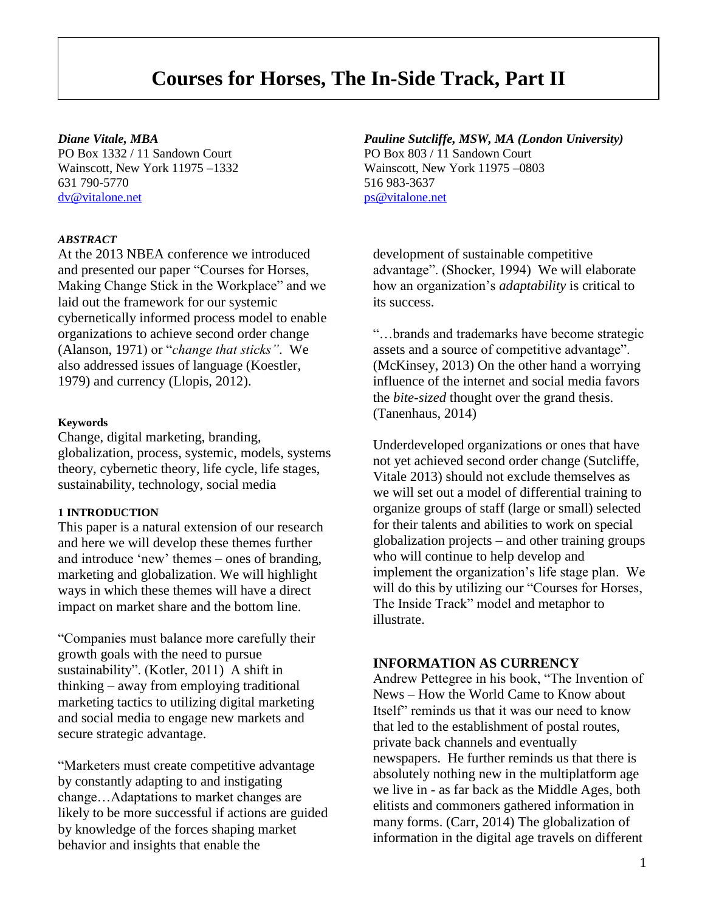# Courses for Horses, The In-Side Track, Part II

***Diane Vitale, MBA***
PO Box 1332 / 11 Sandown Court
Wainscott, New York 11975 –1332
631 790-5770
dv@vitalone.net

***Pauline Sutcliffe, MSW, MA (London University)***
PO Box 803 / 11 Sandown Court
Wainscott, New York 11975 –0803
516 983-3637
ps@vitalone.net

***ABSTRACT***

At the 2013 NBEA conference we introduced and presented our paper "Courses for Horses, Making Change Stick in the Workplace" and we laid out the framework for our systemic cybernetically informed process model to enable organizations to achieve second order change (Alanson, 1971) or "*change that sticks"*. We also addressed issues of language (Koestler, 1979) and currency (Llopis, 2012).

**Keywords**

Change, digital marketing, branding, globalization, process, systemic, models, systems theory, cybernetic theory, life cycle, life stages, sustainability, technology, social media

**1 INTRODUCTION**

This paper is a natural extension of our research and here we will develop these themes further and introduce 'new' themes – ones of branding, marketing and globalization. We will highlight ways in which these themes will have a direct impact on market share and the bottom line.

"Companies must balance more carefully their growth goals with the need to pursue sustainability". (Kotler, 2011) A shift in thinking – away from employing traditional marketing tactics to utilizing digital marketing and social media to engage new markets and secure strategic advantage.

"Marketers must create competitive advantage by constantly adapting to and instigating change…Adaptations to market changes are likely to be more successful if actions are guided by knowledge of the forces shaping market behavior and insights that enable the development of sustainable competitive advantage". (Shocker, 1994) We will elaborate how an organization's *adaptability* is critical to its success.

"…brands and trademarks have become strategic assets and a source of competitive advantage". (McKinsey, 2013) On the other hand a worrying influence of the internet and social media favors the *bite-sized* thought over the grand thesis. (Tanenhaus, 2014)

Underdeveloped organizations or ones that have not yet achieved second order change (Sutcliffe, Vitale 2013) should not exclude themselves as we will set out a model of differential training to organize groups of staff (large or small) selected for their talents and abilities to work on special globalization projects – and other training groups who will continue to help develop and implement the organization's life stage plan. We will do this by utilizing our "Courses for Horses, The Inside Track" model and metaphor to illustrate.

**INFORMATION AS CURRENCY**

Andrew Pettegree in his book, "The Invention of News – How the World Came to Know about Itself" reminds us that it was our need to know that led to the establishment of postal routes, private back channels and eventually newspapers. He further reminds us that there is absolutely nothing new in the multiplatform age we live in - as far back as the Middle Ages, both elitists and commoners gathered information in many forms. (Carr, 2014) The globalization of information in the digital age travels on different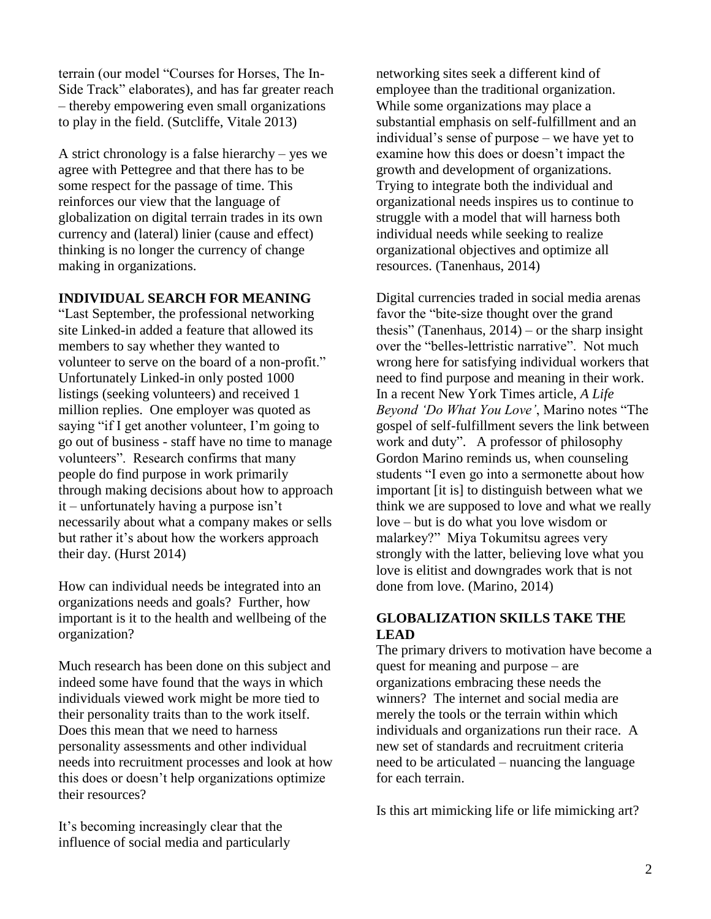terrain (our model "Courses for Horses, The In-Side Track" elaborates), and has far greater reach – thereby empowering even small organizations to play in the field. (Sutcliffe, Vitale 2013)

A strict chronology is a false hierarchy – yes we agree with Pettegree and that there has to be some respect for the passage of time. This reinforces our view that the language of globalization on digital terrain trades in its own currency and (lateral) linier (cause and effect) thinking is no longer the currency of change making in organizations.

## INDIVIDUAL SEARCH FOR MEANING

"Last September, the professional networking site Linked-in added a feature that allowed its members to say whether they wanted to volunteer to serve on the board of a non-profit." Unfortunately Linked-in only posted 1000 listings (seeking volunteers) and received 1 million replies. One employer was quoted as saying "if I get another volunteer, I'm going to go out of business - staff have no time to manage volunteers". Research confirms that many people do find purpose in work primarily through making decisions about how to approach it – unfortunately having a purpose isn't necessarily about what a company makes or sells but rather it's about how the workers approach their day. (Hurst 2014)

How can individual needs be integrated into an organizations needs and goals? Further, how important is it to the health and wellbeing of the organization?

Much research has been done on this subject and indeed some have found that the ways in which individuals viewed work might be more tied to their personality traits than to the work itself. Does this mean that we need to harness personality assessments and other individual needs into recruitment processes and look at how this does or doesn't help organizations optimize their resources?

It's becoming increasingly clear that the influence of social media and particularly networking sites seek a different kind of employee than the traditional organization. While some organizations may place a substantial emphasis on self-fulfillment and an individual's sense of purpose – we have yet to examine how this does or doesn't impact the growth and development of organizations. Trying to integrate both the individual and organizational needs inspires us to continue to struggle with a model that will harness both individual needs while seeking to realize organizational objectives and optimize all resources. (Tanenhaus, 2014)

Digital currencies traded in social media arenas favor the "bite-size thought over the grand thesis" (Tanenhaus, 2014) – or the sharp insight over the "belles-lettristic narrative". Not much wrong here for satisfying individual workers that need to find purpose and meaning in their work. In a recent New York Times article, *A Life Beyond 'Do What You Love'*, Marino notes "The gospel of self-fulfillment severs the link between work and duty". A professor of philosophy Gordon Marino reminds us, when counseling students "I even go into a sermonette about how important [it is] to distinguish between what we think we are supposed to love and what we really love – but is do what you love wisdom or malarkey?" Miya Tokumitsu agrees very strongly with the latter, believing love what you love is elitist and downgrades work that is not done from love. (Marino, 2014)

## GLOBALIZATION SKILLS TAKE THE LEAD

The primary drivers to motivation have become a quest for meaning and purpose – are organizations embracing these needs the winners? The internet and social media are merely the tools or the terrain within which individuals and organizations run their race. A new set of standards and recruitment criteria need to be articulated – nuancing the language for each terrain.

Is this art mimicking life or life mimicking art?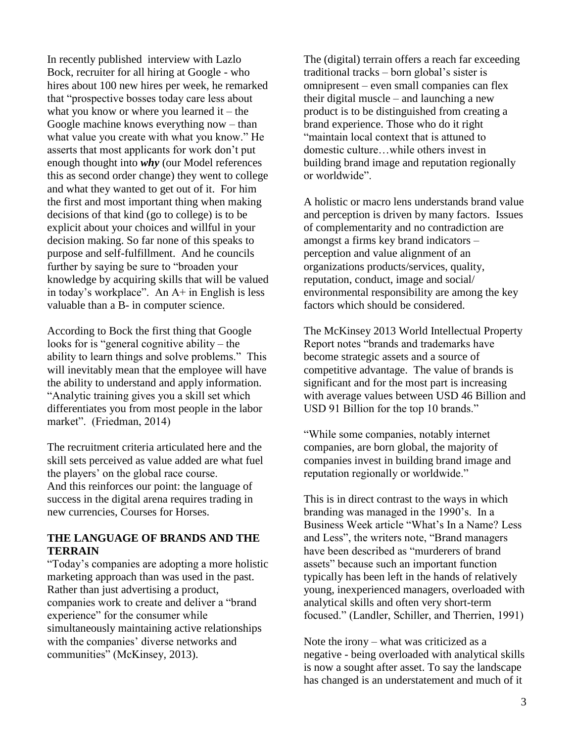In recently published  interview with Lazlo Bock, recruiter for all hiring at Google - who hires about 100 new hires per week, he remarked that “prospective bosses today care less about what you know or where you learned it – the Google machine knows everything now – than what value you create with what you know.” He asserts that most applicants for work don’t put enough thought into ***why*** (our Model references this as second order change) they went to college and what they wanted to get out of it.  For him the first and most important thing when making decisions of that kind (go to college) is to be explicit about your choices and willful in your decision making. So far none of this speaks to purpose and self-fulfillment.  And he councils further by saying be sure to “broaden your knowledge by acquiring skills that will be valued in today’s workplace”.  An A+ in English is less valuable than a B- in computer science.

According to Bock the first thing that Google looks for is “general cognitive ability – the ability to learn things and solve problems.”  This will inevitably mean that the employee will have the ability to understand and apply information. “Analytic training gives you a skill set which differentiates you from most people in the labor market”.  (Friedman, 2014)

The recruitment criteria articulated here and the skill sets perceived as value added are what fuel the players’ on the global race course.
And this reinforces our point: the language of success in the digital arena requires trading in new currencies, Courses for Horses.

**THE LANGUAGE OF BRANDS AND THE TERRAIN**

“Today’s companies are adopting a more holistic marketing approach than was used in the past. Rather than just advertising a product, companies work to create and deliver a “brand experience” for the consumer while simultaneously maintaining active relationships with the companies’ diverse networks and communities” (McKinsey, 2013).

The (digital) terrain offers a reach far exceeding traditional tracks – born global’s sister is omnipresent – even small companies can flex their digital muscle – and launching a new product is to be distinguished from creating a brand experience. Those who do it right “maintain local context that is attuned to domestic culture…while others invest in building brand image and reputation regionally or worldwide”.

A holistic or macro lens understands brand value and perception is driven by many factors.  Issues of complementarity and no contradiction are amongst a firms key brand indicators – perception and value alignment of an organizations products/services, quality, reputation, conduct, image and social/ environmental responsibility are among the key factors which should be considered.

The McKinsey 2013 World Intellectual Property Report notes “brands and trademarks have become strategic assets and a source of competitive advantage.  The value of brands is significant and for the most part is increasing with average values between USD 46 Billion and USD 91 Billion for the top 10 brands.”

“While some companies, notably internet companies, are born global, the majority of companies invest in building brand image and reputation regionally or worldwide.”

This is in direct contrast to the ways in which branding was managed in the 1990’s.  In a Business Week article “What’s In a Name? Less and Less”, the writers note, “Brand managers have been described as “murderers of brand assets” because such an important function typically has been left in the hands of relatively young, inexperienced managers, overloaded with analytical skills and often very short-term focused.” (Landler, Schiller, and Therrien, 1991)

Note the irony – what was criticized as a negative - being overloaded with analytical skills is now a sought after asset. To say the landscape has changed is an understatement and much of it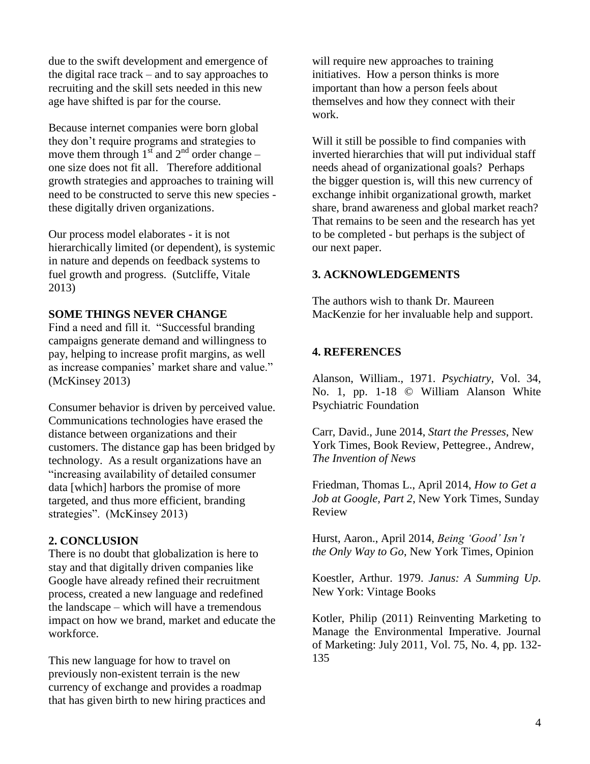due to the swift development and emergence of the digital race track – and to say approaches to recruiting and the skill sets needed in this new age have shifted is par for the course.

Because internet companies were born global they don't require programs and strategies to move them through 1st and 2nd order change – one size does not fit all. Therefore additional growth strategies and approaches to training will need to be constructed to serve this new species - these digitally driven organizations.

Our process model elaborates - it is not hierarchically limited (or dependent), is systemic in nature and depends on feedback systems to fuel growth and progress. (Sutcliffe, Vitale 2013)

**SOME THINGS NEVER CHANGE**

Find a need and fill it. "Successful branding campaigns generate demand and willingness to pay, helping to increase profit margins, as well as increase companies' market share and value." (McKinsey 2013)

Consumer behavior is driven by perceived value. Communications technologies have erased the distance between organizations and their customers. The distance gap has been bridged by technology. As a result organizations have an "increasing availability of detailed consumer data [which] harbors the promise of more targeted, and thus more efficient, branding strategies". (McKinsey 2013)

## 2. CONCLUSION

There is no doubt that globalization is here to stay and that digitally driven companies like Google have already refined their recruitment process, created a new language and redefined the landscape – which will have a tremendous impact on how we brand, market and educate the workforce.

This new language for how to travel on previously non-existent terrain is the new currency of exchange and provides a roadmap that has given birth to new hiring practices and will require new approaches to training initiatives. How a person thinks is more important than how a person feels about themselves and how they connect with their work.

Will it still be possible to find companies with inverted hierarchies that will put individual staff needs ahead of organizational goals? Perhaps the bigger question is, will this new currency of exchange inhibit organizational growth, market share, brand awareness and global market reach? That remains to be seen and the research has yet to be completed - but perhaps is the subject of our next paper.

## 3. ACKNOWLEDGEMENTS

The authors wish to thank Dr. Maureen MacKenzie for her invaluable help and support.

## 4. REFERENCES

Alanson, William., 1971. *Psychiatry*, Vol. 34, No. 1, pp. 1-18 © William Alanson White Psychiatric Foundation

Carr, David., June 2014, *Start the Presses*, New York Times, Book Review, Pettegree., Andrew, *The Invention of News*

Friedman, Thomas L., April 2014, *How to Get a Job at Google, Part 2*, New York Times, Sunday Review

Hurst, Aaron., April 2014, *Being 'Good' Isn't the Only Way to Go*, New York Times, Opinion

Koestler, Arthur. 1979. *Janus: A Summing Up*. New York: Vintage Books

Kotler, Philip (2011) Reinventing Marketing to Manage the Environmental Imperative. Journal of Marketing: July 2011, Vol. 75, No. 4, pp. 132-135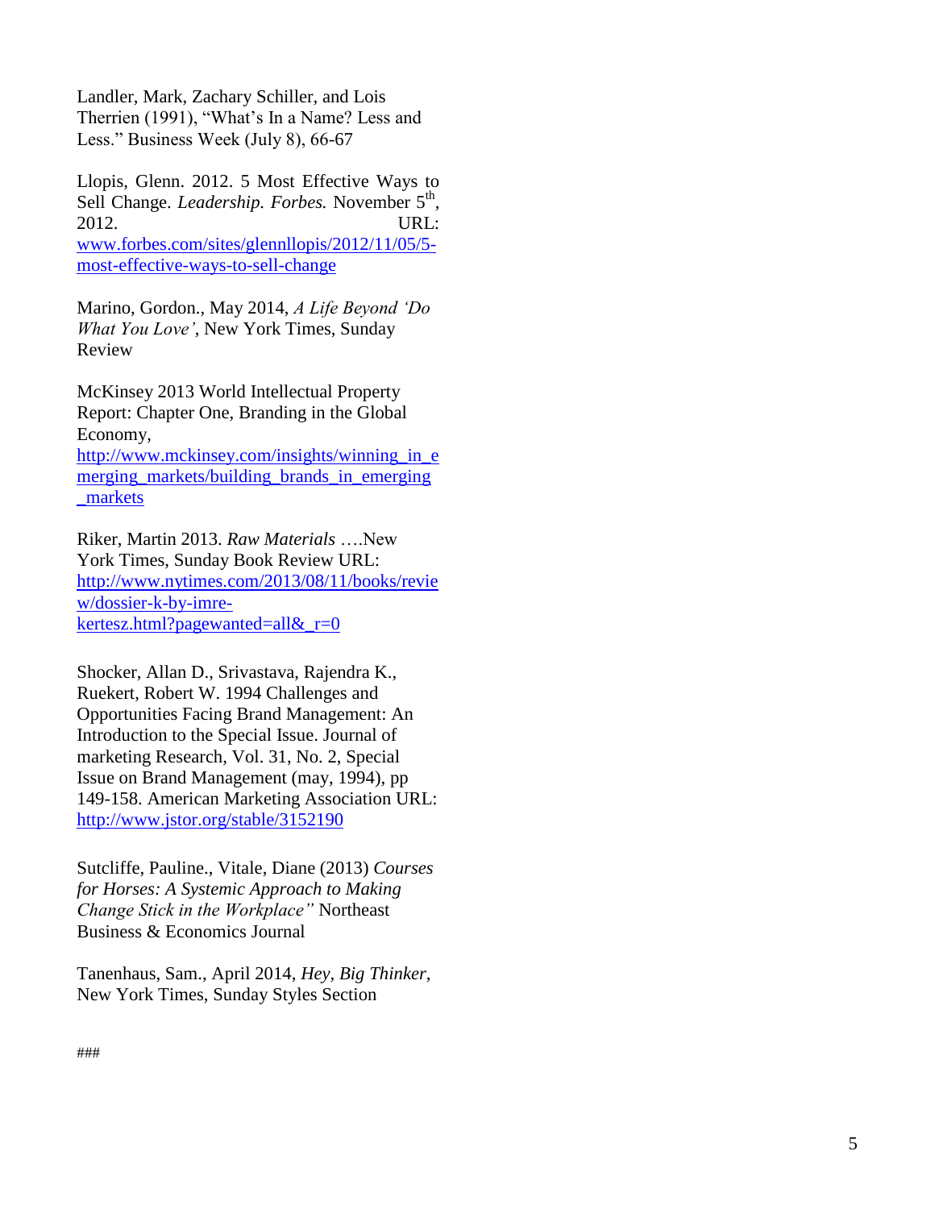Landler, Mark, Zachary Schiller, and Lois Therrien (1991), "What's In a Name? Less and Less." Business Week (July 8), 66-67

Llopis, Glenn. 2012. 5 Most Effective Ways to Sell Change. *Leadership. Forbes.* November 5th, 2012. URL: www.forbes.com/sites/glennllopis/2012/11/05/5-most-effective-ways-to-sell-change

Marino, Gordon., May 2014, *A Life Beyond 'Do What You Love'*, New York Times, Sunday Review

McKinsey 2013 World Intellectual Property Report: Chapter One, Branding in the Global Economy, http://www.mckinsey.com/insights/winning_in_emerging_markets/building_brands_in_emerging_markets

Riker, Martin 2013. *Raw Materials* ….New York Times, Sunday Book Review URL: http://www.nytimes.com/2013/08/11/books/review/dossier-k-by-imre-kertesz.html?pagewanted=all&_r=0

Shocker, Allan D., Srivastava, Rajendra K., Ruekert, Robert W. 1994 Challenges and Opportunities Facing Brand Management: An Introduction to the Special Issue. Journal of marketing Research, Vol. 31, No. 2, Special Issue on Brand Management (may, 1994), pp 149-158. American Marketing Association URL: http://www.jstor.org/stable/3152190

Sutcliffe, Pauline., Vitale, Diane (2013) *Courses for Horses: A Systemic Approach to Making Change Stick in the Workplace"* Northeast Business & Economics Journal

Tanenhaus, Sam., April 2014, *Hey, Big Thinker*, New York Times, Sunday Styles Section

###